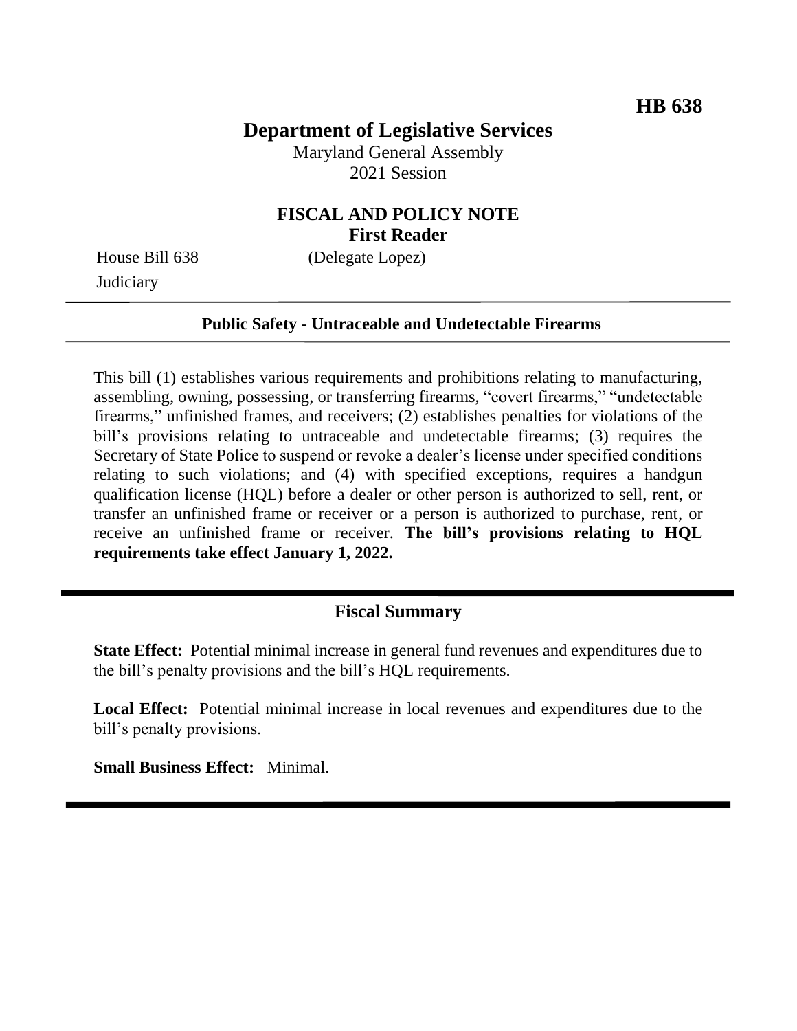**HB 638**

# Department of Legislative Services

Maryland General Assembly
2021 Session

## FISCAL AND POLICY NOTE
**First Reader**

House Bill 638 (Delegate Lopez)
Judiciary

---

**Public Safety - Untraceable and Undetectable Firearms**

---

This bill (1) establishes various requirements and prohibitions relating to manufacturing, assembling, owning, possessing, or transferring firearms, "covert firearms," "undetectable firearms," unfinished frames, and receivers; (2) establishes penalties for violations of the bill's provisions relating to untraceable and undetectable firearms; (3) requires the Secretary of State Police to suspend or revoke a dealer's license under specified conditions relating to such violations; and (4) with specified exceptions, requires a handgun qualification license (HQL) before a dealer or other person is authorized to sell, rent, or transfer an unfinished frame or receiver or a person is authorized to purchase, rent, or receive an unfinished frame or receiver. **The bill's provisions relating to HQL requirements take effect January 1, 2022.**

---

## Fiscal Summary

**State Effect:** Potential minimal increase in general fund revenues and expenditures due to the bill's penalty provisions and the bill's HQL requirements.

**Local Effect:** Potential minimal increase in local revenues and expenditures due to the bill's penalty provisions.

**Small Business Effect:** Minimal.

---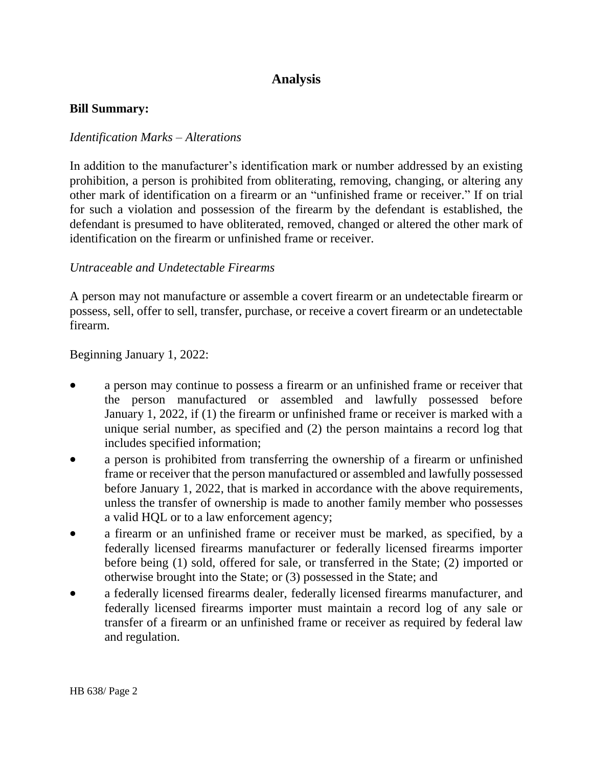## Analysis

**Bill Summary:**

*Identification Marks – Alterations*

In addition to the manufacturer's identification mark or number addressed by an existing prohibition, a person is prohibited from obliterating, removing, changing, or altering any other mark of identification on a firearm or an "unfinished frame or receiver." If on trial for such a violation and possession of the firearm by the defendant is established, the defendant is presumed to have obliterated, removed, changed or altered the other mark of identification on the firearm or unfinished frame or receiver.

*Untraceable and Undetectable Firearms*

A person may not manufacture or assemble a covert firearm or an undetectable firearm or possess, sell, offer to sell, transfer, purchase, or receive a covert firearm or an undetectable firearm.

Beginning January 1, 2022:

- a person may continue to possess a firearm or an unfinished frame or receiver that the person manufactured or assembled and lawfully possessed before January 1, 2022, if (1) the firearm or unfinished frame or receiver is marked with a unique serial number, as specified and (2) the person maintains a record log that includes specified information;
- a person is prohibited from transferring the ownership of a firearm or unfinished frame or receiver that the person manufactured or assembled and lawfully possessed before January 1, 2022, that is marked in accordance with the above requirements, unless the transfer of ownership is made to another family member who possesses a valid HQL or to a law enforcement agency;
- a firearm or an unfinished frame or receiver must be marked, as specified, by a federally licensed firearms manufacturer or federally licensed firearms importer before being (1) sold, offered for sale, or transferred in the State; (2) imported or otherwise brought into the State; or (3) possessed in the State; and
- a federally licensed firearms dealer, federally licensed firearms manufacturer, and federally licensed firearms importer must maintain a record log of any sale or transfer of a firearm or an unfinished frame or receiver as required by federal law and regulation.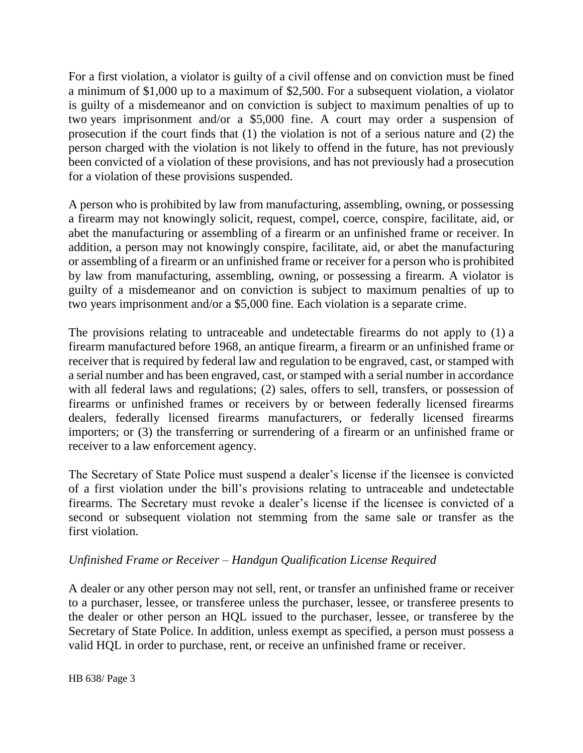For a first violation, a violator is guilty of a civil offense and on conviction must be fined a minimum of $1,000 up to a maximum of $2,500. For a subsequent violation, a violator is guilty of a misdemeanor and on conviction is subject to maximum penalties of up to two years imprisonment and/or a $5,000 fine. A court may order a suspension of prosecution if the court finds that (1) the violation is not of a serious nature and (2) the person charged with the violation is not likely to offend in the future, has not previously been convicted of a violation of these provisions, and has not previously had a prosecution for a violation of these provisions suspended.

A person who is prohibited by law from manufacturing, assembling, owning, or possessing a firearm may not knowingly solicit, request, compel, coerce, conspire, facilitate, aid, or abet the manufacturing or assembling of a firearm or an unfinished frame or receiver. In addition, a person may not knowingly conspire, facilitate, aid, or abet the manufacturing or assembling of a firearm or an unfinished frame or receiver for a person who is prohibited by law from manufacturing, assembling, owning, or possessing a firearm. A violator is guilty of a misdemeanor and on conviction is subject to maximum penalties of up to two years imprisonment and/or a $5,000 fine. Each violation is a separate crime.

The provisions relating to untraceable and undetectable firearms do not apply to (1) a firearm manufactured before 1968, an antique firearm, a firearm or an unfinished frame or receiver that is required by federal law and regulation to be engraved, cast, or stamped with a serial number and has been engraved, cast, or stamped with a serial number in accordance with all federal laws and regulations; (2) sales, offers to sell, transfers, or possession of firearms or unfinished frames or receivers by or between federally licensed firearms dealers, federally licensed firearms manufacturers, or federally licensed firearms importers; or (3) the transferring or surrendering of a firearm or an unfinished frame or receiver to a law enforcement agency.

The Secretary of State Police must suspend a dealer's license if the licensee is convicted of a first violation under the bill's provisions relating to untraceable and undetectable firearms. The Secretary must revoke a dealer's license if the licensee is convicted of a second or subsequent violation not stemming from the same sale or transfer as the first violation.

*Unfinished Frame or Receiver – Handgun Qualification License Required*

A dealer or any other person may not sell, rent, or transfer an unfinished frame or receiver to a purchaser, lessee, or transferee unless the purchaser, lessee, or transferee presents to the dealer or other person an HQL issued to the purchaser, lessee, or transferee by the Secretary of State Police. In addition, unless exempt as specified, a person must possess a valid HQL in order to purchase, rent, or receive an unfinished frame or receiver.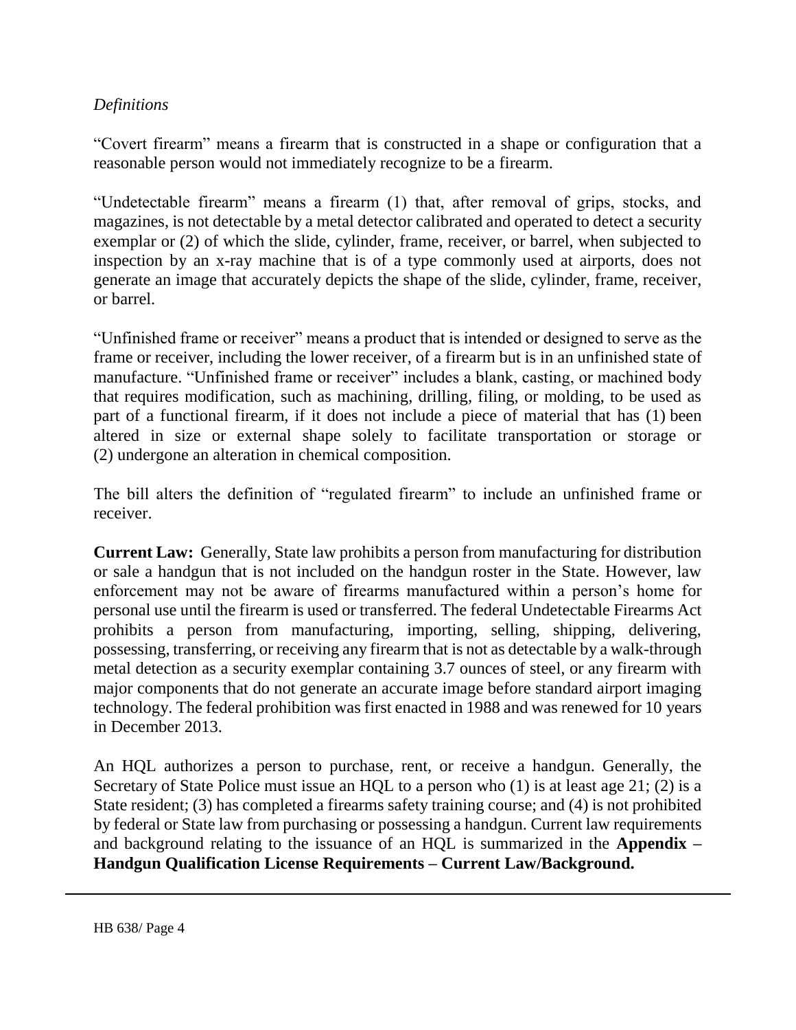*Definitions*

"Covert firearm" means a firearm that is constructed in a shape or configuration that a reasonable person would not immediately recognize to be a firearm.

"Undetectable firearm" means a firearm (1) that, after removal of grips, stocks, and magazines, is not detectable by a metal detector calibrated and operated to detect a security exemplar or (2) of which the slide, cylinder, frame, receiver, or barrel, when subjected to inspection by an x-ray machine that is of a type commonly used at airports, does not generate an image that accurately depicts the shape of the slide, cylinder, frame, receiver, or barrel.

"Unfinished frame or receiver" means a product that is intended or designed to serve as the frame or receiver, including the lower receiver, of a firearm but is in an unfinished state of manufacture. "Unfinished frame or receiver" includes a blank, casting, or machined body that requires modification, such as machining, drilling, filing, or molding, to be used as part of a functional firearm, if it does not include a piece of material that has (1) been altered in size or external shape solely to facilitate transportation or storage or (2) undergone an alteration in chemical composition.

The bill alters the definition of "regulated firearm" to include an unfinished frame or receiver.

**Current Law:** Generally, State law prohibits a person from manufacturing for distribution or sale a handgun that is not included on the handgun roster in the State. However, law enforcement may not be aware of firearms manufactured within a person's home for personal use until the firearm is used or transferred. The federal Undetectable Firearms Act prohibits a person from manufacturing, importing, selling, shipping, delivering, possessing, transferring, or receiving any firearm that is not as detectable by a walk-through metal detection as a security exemplar containing 3.7 ounces of steel, or any firearm with major components that do not generate an accurate image before standard airport imaging technology. The federal prohibition was first enacted in 1988 and was renewed for 10 years in December 2013.

An HQL authorizes a person to purchase, rent, or receive a handgun. Generally, the Secretary of State Police must issue an HQL to a person who (1) is at least age 21; (2) is a State resident; (3) has completed a firearms safety training course; and (4) is not prohibited by federal or State law from purchasing or possessing a handgun. Current law requirements and background relating to the issuance of an HQL is summarized in the **Appendix – Handgun Qualification License Requirements – Current Law/Background.**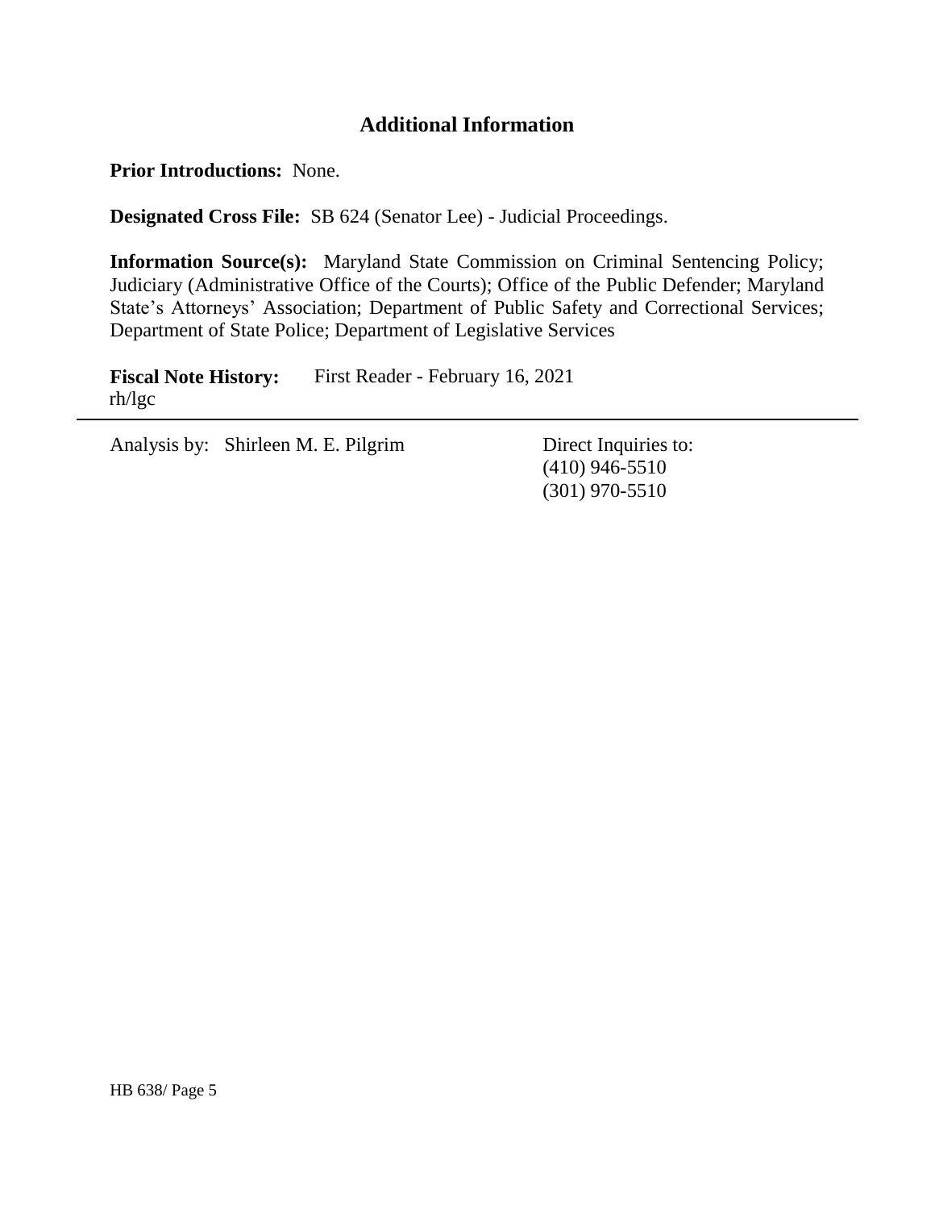## Additional Information

**Prior Introductions:** None.

**Designated Cross File:** SB 624 (Senator Lee) - Judicial Proceedings.

**Information Source(s):** Maryland State Commission on Criminal Sentencing Policy; Judiciary (Administrative Office of the Courts); Office of the Public Defender; Maryland State's Attorneys' Association; Department of Public Safety and Correctional Services; Department of State Police; Department of Legislative Services

**Fiscal Note History:** First Reader - February 16, 2021
rh/lgc

---

Analysis by: Shirleen M. E. Pilgrim

Direct Inquiries to:
(410) 946-5510
(301) 970-5510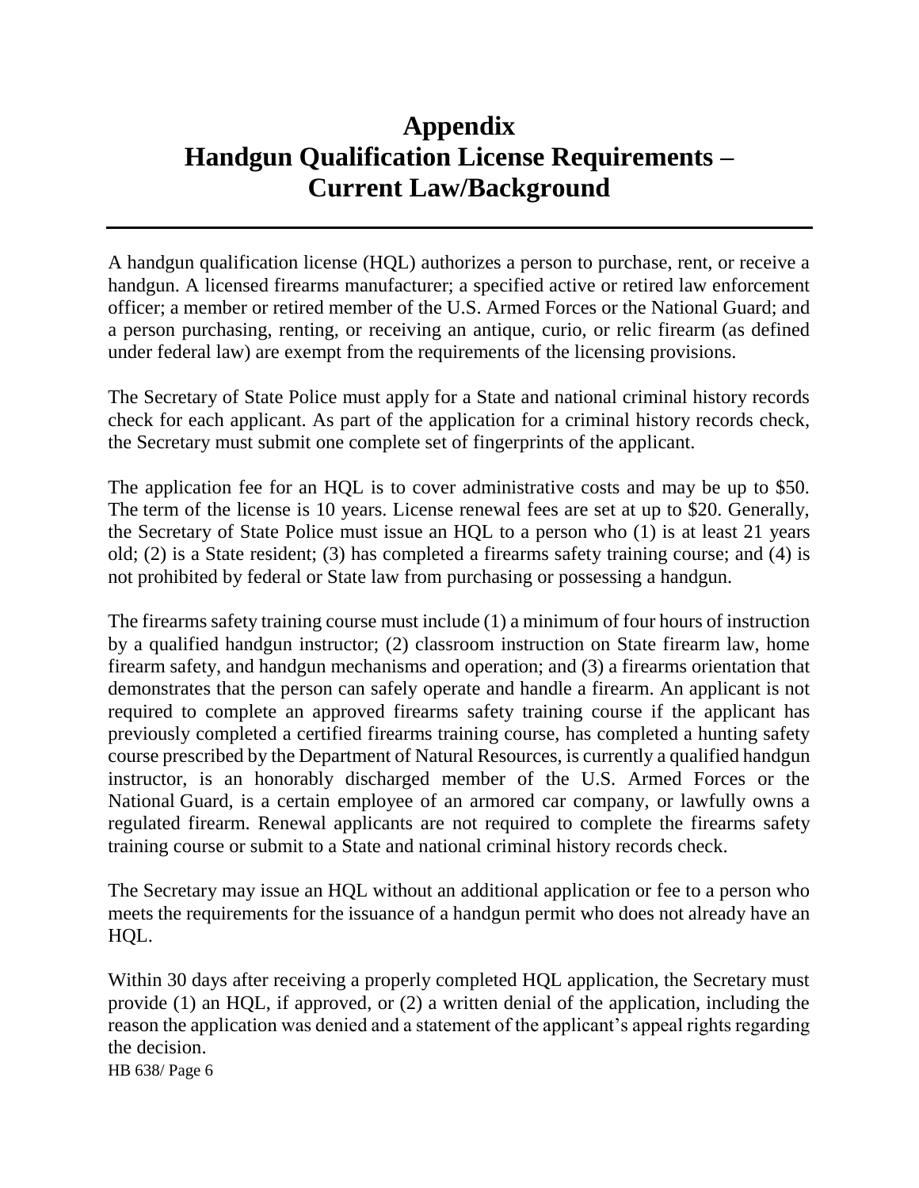# Appendix
# Handgun Qualification License Requirements – Current Law/Background

A handgun qualification license (HQL) authorizes a person to purchase, rent, or receive a handgun. A licensed firearms manufacturer; a specified active or retired law enforcement officer; a member or retired member of the U.S. Armed Forces or the National Guard; and a person purchasing, renting, or receiving an antique, curio, or relic firearm (as defined under federal law) are exempt from the requirements of the licensing provisions.

The Secretary of State Police must apply for a State and national criminal history records check for each applicant. As part of the application for a criminal history records check, the Secretary must submit one complete set of fingerprints of the applicant.

The application fee for an HQL is to cover administrative costs and may be up to $50. The term of the license is 10 years. License renewal fees are set at up to $20. Generally, the Secretary of State Police must issue an HQL to a person who (1) is at least 21 years old; (2) is a State resident; (3) has completed a firearms safety training course; and (4) is not prohibited by federal or State law from purchasing or possessing a handgun.

The firearms safety training course must include (1) a minimum of four hours of instruction by a qualified handgun instructor; (2) classroom instruction on State firearm law, home firearm safety, and handgun mechanisms and operation; and (3) a firearms orientation that demonstrates that the person can safely operate and handle a firearm. An applicant is not required to complete an approved firearms safety training course if the applicant has previously completed a certified firearms training course, has completed a hunting safety course prescribed by the Department of Natural Resources, is currently a qualified handgun instructor, is an honorably discharged member of the U.S. Armed Forces or the National Guard, is a certain employee of an armored car company, or lawfully owns a regulated firearm. Renewal applicants are not required to complete the firearms safety training course or submit to a State and national criminal history records check.

The Secretary may issue an HQL without an additional application or fee to a person who meets the requirements for the issuance of a handgun permit who does not already have an HQL.

Within 30 days after receiving a properly completed HQL application, the Secretary must provide (1) an HQL, if approved, or (2) a written denial of the application, including the reason the application was denied and a statement of the applicant's appeal rights regarding the decision.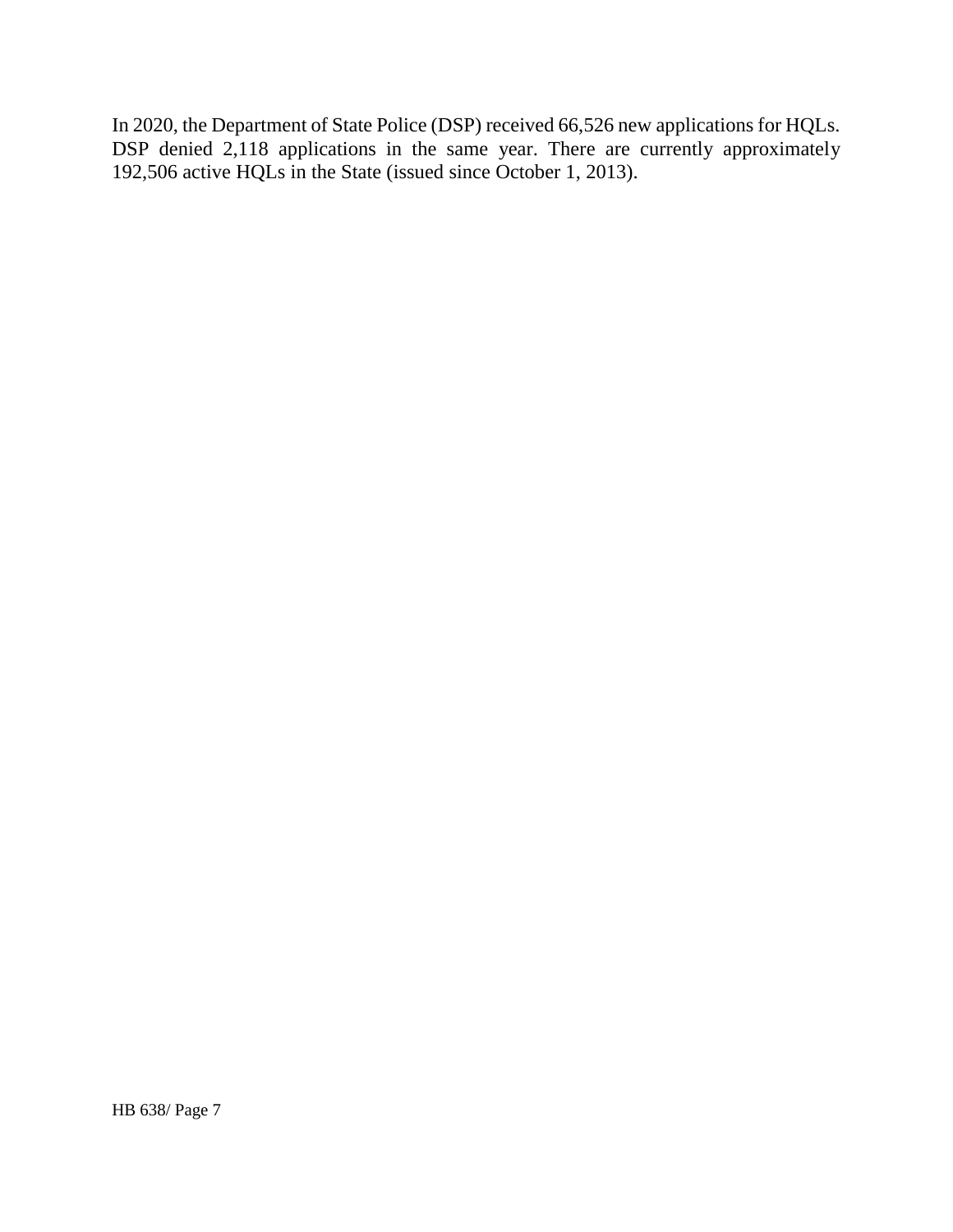In 2020, the Department of State Police (DSP) received 66,526 new applications for HQLs. DSP denied 2,118 applications in the same year. There are currently approximately 192,506 active HQLs in the State (issued since October 1, 2013).